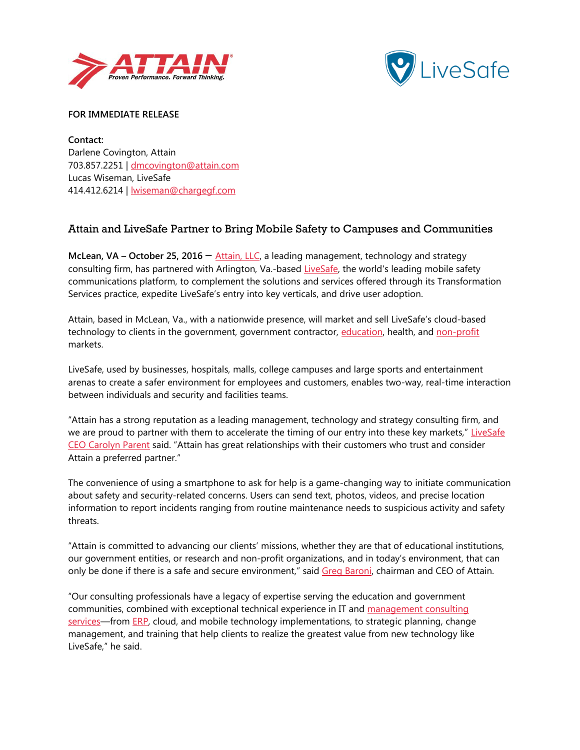**FOR IMMEDIATE RELEASE**

**Contact:**
Darlene Covington, Attain
703.857.2251 | dmcovington@attain.com
Lucas Wiseman, LiveSafe
414.412.6214 | lwiseman@chargegf.com

## Attain and LiveSafe Partner to Bring Mobile Safety to Campuses and Communities

**McLean, VA – October 25, 2016** – Attain, LLC, a leading management, technology and strategy consulting firm, has partnered with Arlington, Va.-based LiveSafe, the world's leading mobile safety communications platform, to complement the solutions and services offered through its Transformation Services practice, expedite LiveSafe's entry into key verticals, and drive user adoption.

Attain, based in McLean, Va., with a nationwide presence, will market and sell LiveSafe's cloud-based technology to clients in the government, government contractor, education, health, and non-profit markets.

LiveSafe, used by businesses, hospitals, malls, college campuses and large sports and entertainment arenas to create a safer environment for employees and customers, enables two-way, real-time interaction between individuals and security and facilities teams.

"Attain has a strong reputation as a leading management, technology and strategy consulting firm, and we are proud to partner with them to accelerate the timing of our entry into these key markets," LiveSafe CEO Carolyn Parent said. "Attain has great relationships with their customers who trust and consider Attain a preferred partner."

The convenience of using a smartphone to ask for help is a game-changing way to initiate communication about safety and security-related concerns. Users can send text, photos, videos, and precise location information to report incidents ranging from routine maintenance needs to suspicious activity and safety threats.

"Attain is committed to advancing our clients' missions, whether they are that of educational institutions, our government entities, or research and non-profit organizations, and in today's environment, that can only be done if there is a safe and secure environment," said Greg Baroni, chairman and CEO of Attain.

"Our consulting professionals have a legacy of expertise serving the education and government communities, combined with exceptional technical experience in IT and management consulting services—from ERP, cloud, and mobile technology implementations, to strategic planning, change management, and training that help clients to realize the greatest value from new technology like LiveSafe," he said.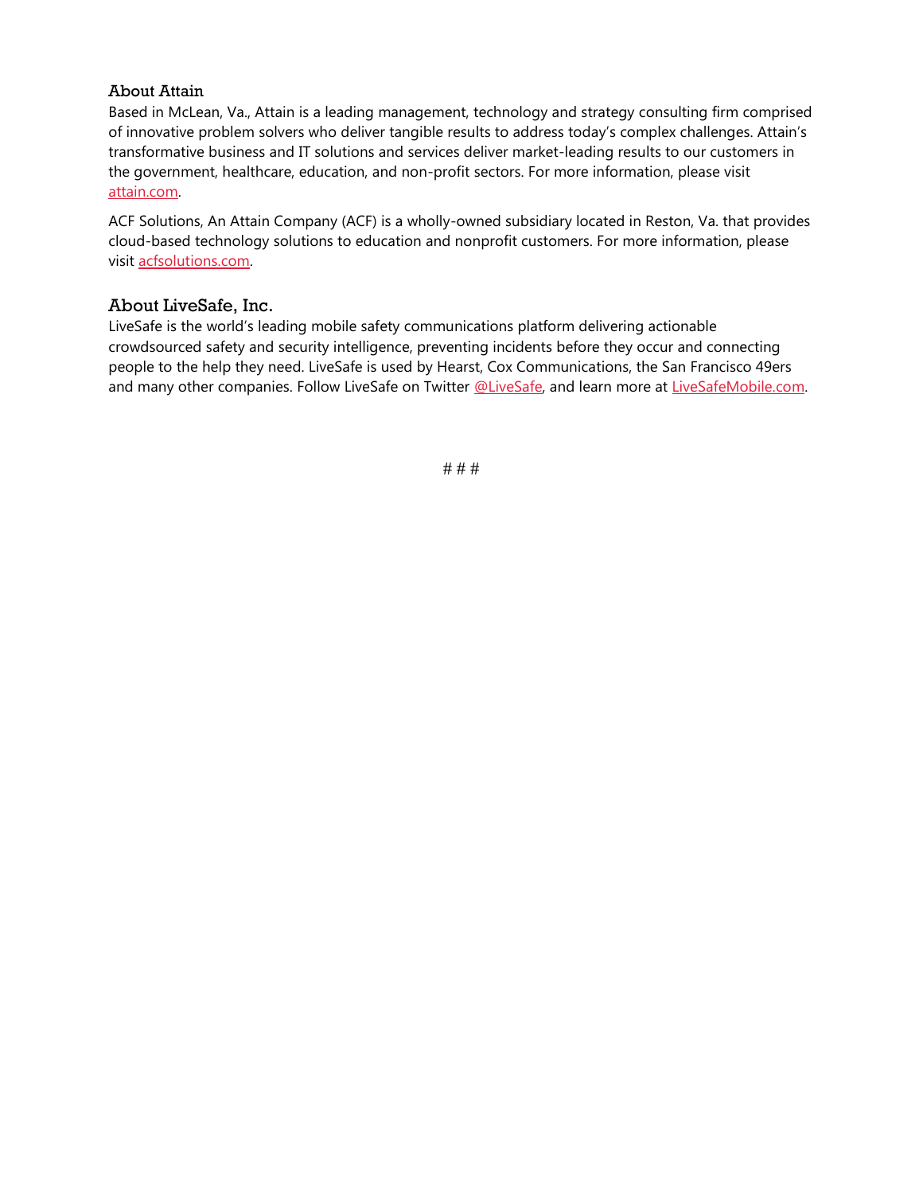## About Attain

Based in McLean, Va., Attain is a leading management, technology and strategy consulting firm comprised of innovative problem solvers who deliver tangible results to address today's complex challenges. Attain's transformative business and IT solutions and services deliver market-leading results to our customers in the government, healthcare, education, and non-profit sectors. For more information, please visit [attain.com](attain.com).

ACF Solutions, An Attain Company (ACF) is a wholly-owned subsidiary located in Reston, Va. that provides cloud-based technology solutions to education and nonprofit customers. For more information, please visit [acfsolutions.com](acfsolutions.com).

## About LiveSafe, Inc.

LiveSafe is the world's leading mobile safety communications platform delivering actionable crowdsourced safety and security intelligence, preventing incidents before they occur and connecting people to the help they need. LiveSafe is used by Hearst, Cox Communications, the San Francisco 49ers and many other companies. Follow LiveSafe on Twitter [@LiveSafe](@LiveSafe), and learn more at [LiveSafeMobile.com](LiveSafeMobile.com).

# # #